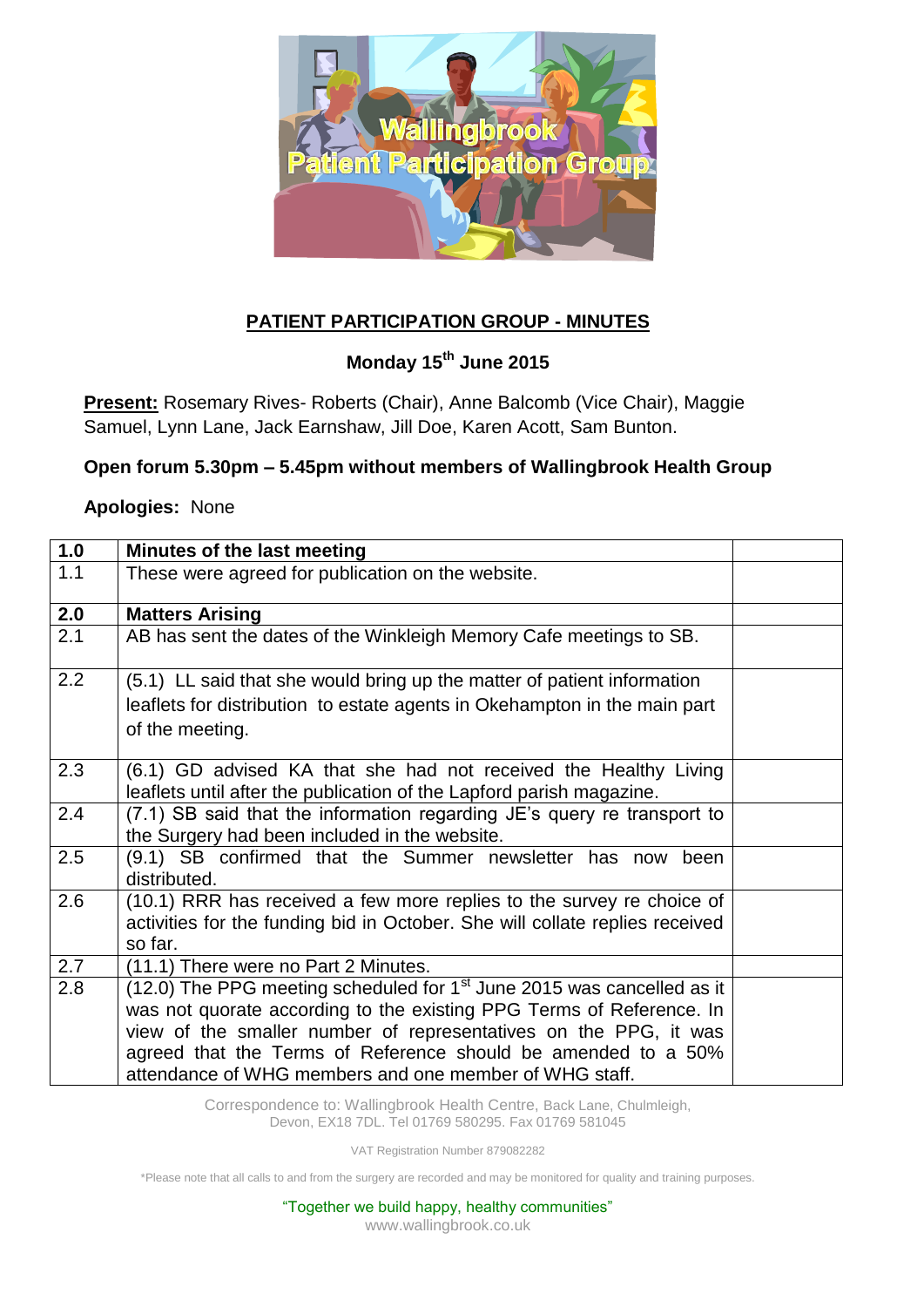## PATIENT PARTICIPATION GROUP - MINUTES

**Monday 15th June 2015**

**Present:** Rosemary Rives- Roberts (Chair), Anne Balcomb (Vice Chair), Maggie Samuel, Lynn Lane, Jack Earnshaw, Jill Doe, Karen Acott, Sam Bunton.

**Open forum 5.30pm – 5.45pm without members of Wallingbrook Health Group**

**Apologies:** None

| **1.0** | **Minutes of the last meeting** | |
|---|---|---|
| 1.1 | These were agreed for publication on the website. | |
| **2.0** | **Matters Arising** | |
| 2.1 | AB has sent the dates of the Winkleigh Memory Cafe meetings to SB. | |
| 2.2 | (5.1) LL said that she would bring up the matter of patient information leaflets for distribution to estate agents in Okehampton in the main part of the meeting. | |
| 2.3 | (6.1) GD advised KA that she had not received the Healthy Living leaflets until after the publication of the Lapford parish magazine. | |
| 2.4 | (7.1) SB said that the information regarding JE's query re transport to the Surgery had been included in the website. | |
| 2.5 | (9.1) SB confirmed that the Summer newsletter has now been distributed. | |
| 2.6 | (10.1) RRR has received a few more replies to the survey re choice of activities for the funding bid in October. She will collate replies received so far. | |
| 2.7 | (11.1) There were no Part 2 Minutes. | |
| 2.8 | (12.0) The PPG meeting scheduled for 1st June 2015 was cancelled as it was not quorate according to the existing PPG Terms of Reference. In view of the smaller number of representatives on the PPG, it was agreed that the Terms of Reference should be amended to a 50% attendance of WHG members and one member of WHG staff. | |

Correspondence to: Wallingbrook Health Centre, Back Lane, Chulmleigh, Devon, EX18 7DL. Tel 01769 580295. Fax 01769 581045

VAT Registration Number 879082282

*Please note that all calls to and from the surgery are recorded and may be monitored for quality and training purposes.

"Together we build happy, healthy communities"
www.wallingbrook.co.uk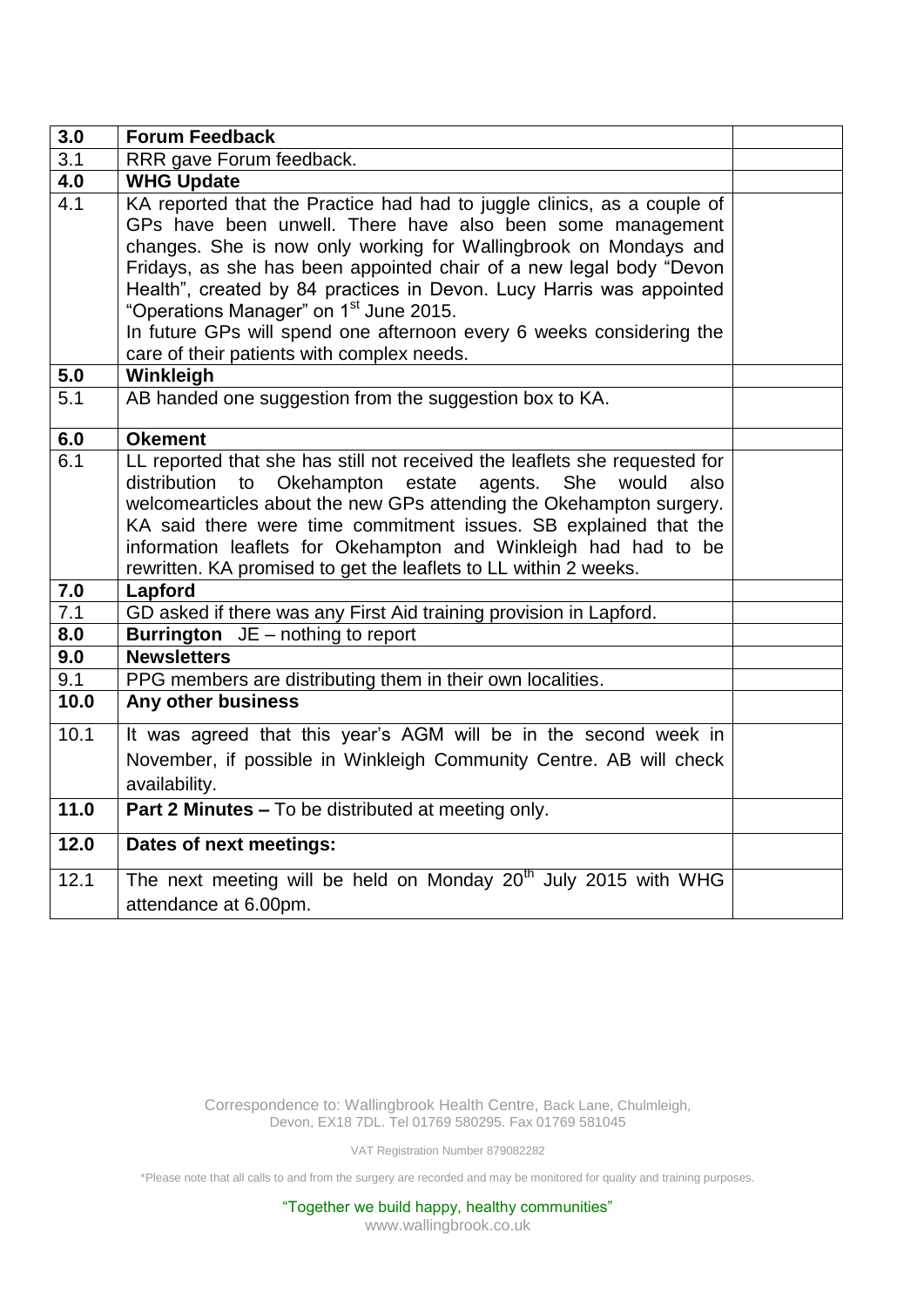| | | |
|---|---|---|
| **3.0** | **Forum Feedback** | |
| 3.1 | RRR gave Forum feedback. | |
| **4.0** | **WHG Update** | |
| 4.1 | KA reported that the Practice had had to juggle clinics, as a couple of GPs have been unwell. There have also been some management changes. She is now only working for Wallingbrook on Mondays and Fridays, as she has been appointed chair of a new legal body "Devon Health", created by 84 practices in Devon. Lucy Harris was appointed "Operations Manager" on 1st June 2015. In future GPs will spend one afternoon every 6 weeks considering the care of their patients with complex needs. | |
| **5.0** | **Winkleigh** | |
| 5.1 | AB handed one suggestion from the suggestion box to KA. | |
| **6.0** | **Okement** | |
| 6.1 | LL reported that she has still not received the leaflets she requested for distribution to Okehampton estate agents. She would also welcomearticles about the new GPs attending the Okehampton surgery. KA said there were time commitment issues. SB explained that the information leaflets for Okehampton and Winkleigh had had to be rewritten. KA promised to get the leaflets to LL within 2 weeks. | |
| **7.0** | **Lapford** | |
| 7.1 | GD asked if there was any First Aid training provision in Lapford. | |
| **8.0** | **Burrington** JE – nothing to report | |
| **9.0** | **Newsletters** | |
| 9.1 | PPG members are distributing them in their own localities. | |
| **10.0** | **Any other business** | |
| 10.1 | It was agreed that this year's AGM will be in the second week in November, if possible in Winkleigh Community Centre. AB will check availability. | |
| **11.0** | **Part 2 Minutes –** To be distributed at meeting only. | |
| **12.0** | **Dates of next meetings:** | |
| 12.1 | The next meeting will be held on Monday 20th July 2015 with WHG attendance at 6.00pm. | |

Correspondence to: Wallingbrook Health Centre, Back Lane, Chulmleigh, Devon, EX18 7DL. Tel 01769 580295. Fax 01769 581045

VAT Registration Number 879082282

*Please note that all calls to and from the surgery are recorded and may be monitored for quality and training purposes.

"Together we build happy, healthy communities"
www.wallingbrook.co.uk